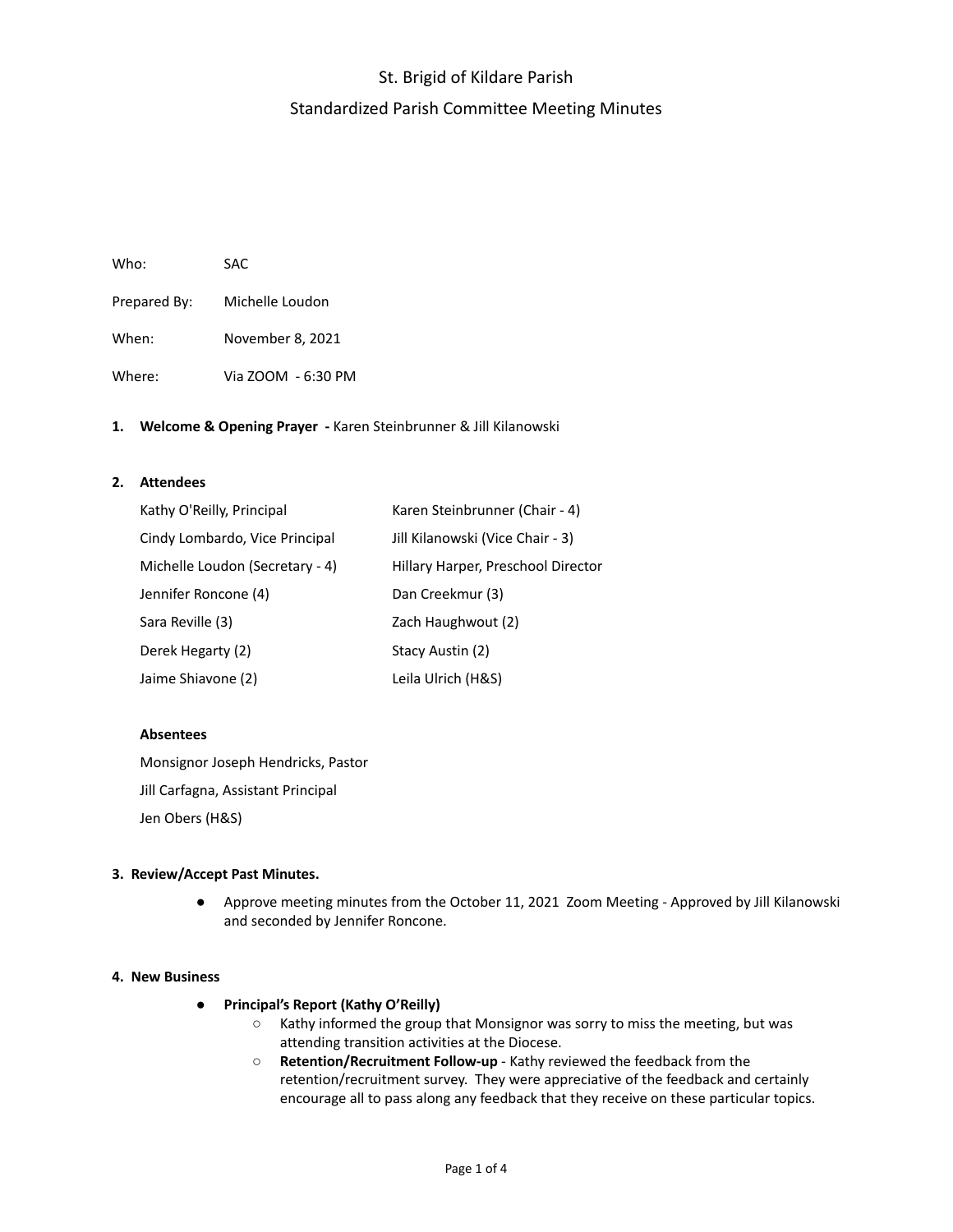# St. Brigid of Kildare Parish

## Standardized Parish Committee Meeting Minutes

Who: SAC

Prepared By: Michelle Loudon

When: November 8, 2021

Where: Via ZOOM - 6:30 PM

**1. Welcome & Opening Prayer -** Karen Steinbrunner & Jill Kilanowski

**2. Attendees**

| | |
|---|---|
| Kathy O'Reilly, Principal | Karen Steinbrunner (Chair - 4) |
| Cindy Lombardo, Vice Principal | Jill Kilanowski (Vice Chair - 3) |
| Michelle Loudon (Secretary - 4) | Hillary Harper, Preschool Director |
| Jennifer Roncone (4) | Dan Creekmur (3) |
| Sara Reville (3) | Zach Haughwout (2) |
| Derek Hegarty (2) | Stacy Austin (2) |
| Jaime Shiavone (2) | Leila Ulrich (H&S) |

**Absentees**

Monsignor Joseph Hendricks, Pastor

Jill Carfagna, Assistant Principal

Jen Obers (H&S)

**3. Review/Accept Past Minutes.**

- Approve meeting minutes from the October 11, 2021 Zoom Meeting - Approved by Jill Kilanowski and seconded by Jennifer Roncone.

**4. New Business**

- **Principal's Report (Kathy O'Reilly)**
  - Kathy informed the group that Monsignor was sorry to miss the meeting, but was attending transition activities at the Diocese.
  - **Retention/Recruitment Follow-up** - Kathy reviewed the feedback from the retention/recruitment survey. They were appreciative of the feedback and certainly encourage all to pass along any feedback that they receive on these particular topics.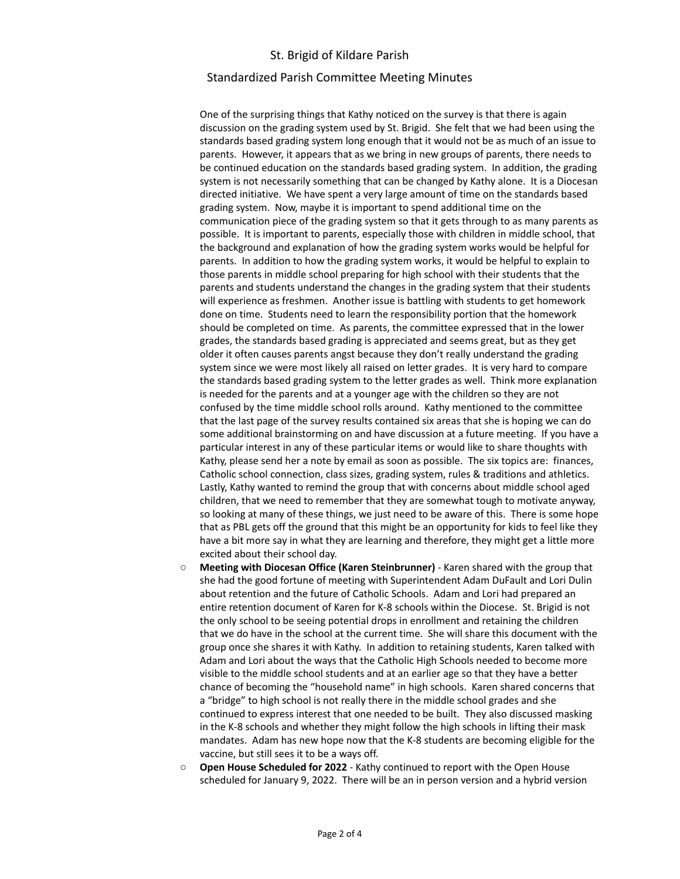One of the surprising things that Kathy noticed on the survey is that there is again discussion on the grading system used by St. Brigid. She felt that we had been using the standards based grading system long enough that it would not be as much of an issue to parents. However, it appears that as we bring in new groups of parents, there needs to be continued education on the standards based grading system. In addition, the grading system is not necessarily something that can be changed by Kathy alone. It is a Diocesan directed initiative. We have spent a very large amount of time on the standards based grading system. Now, maybe it is important to spend additional time on the communication piece of the grading system so that it gets through to as many parents as possible. It is important to parents, especially those with children in middle school, that the background and explanation of how the grading system works would be helpful for parents. In addition to how the grading system works, it would be helpful to explain to those parents in middle school preparing for high school with their students that the parents and students understand the changes in the grading system that their students will experience as freshmen. Another issue is battling with students to get homework done on time. Students need to learn the responsibility portion that the homework should be completed on time. As parents, the committee expressed that in the lower grades, the standards based grading is appreciated and seems great, but as they get older it often causes parents angst because they don't really understand the grading system since we were most likely all raised on letter grades. It is very hard to compare the standards based grading system to the letter grades as well. Think more explanation is needed for the parents and at a younger age with the children so they are not confused by the time middle school rolls around. Kathy mentioned to the committee that the last page of the survey results contained six areas that she is hoping we can do some additional brainstorming on and have discussion at a future meeting. If you have a particular interest in any of these particular items or would like to share thoughts with Kathy, please send her a note by email as soon as possible. The six topics are: finances, Catholic school connection, class sizes, grading system, rules & traditions and athletics. Lastly, Kathy wanted to remind the group that with concerns about middle school aged children, that we need to remember that they are somewhat tough to motivate anyway, so looking at many of these things, we just need to be aware of this. There is some hope that as PBL gets off the ground that this might be an opportunity for kids to feel like they have a bit more say in what they are learning and therefore, they might get a little more excited about their school day.

- **Meeting with Diocesan Office (Karen Steinbrunner)** - Karen shared with the group that she had the good fortune of meeting with Superintendent Adam DuFault and Lori Dulin about retention and the future of Catholic Schools. Adam and Lori had prepared an entire retention document of Karen for K-8 schools within the Diocese. St. Brigid is not the only school to be seeing potential drops in enrollment and retaining the children that we do have in the school at the current time. She will share this document with the group once she shares it with Kathy. In addition to retaining students, Karen talked with Adam and Lori about the ways that the Catholic High Schools needed to become more visible to the middle school students and at an earlier age so that they have a better chance of becoming the "household name" in high schools. Karen shared concerns that a "bridge" to high school is not really there in the middle school grades and she continued to express interest that one needed to be built. They also discussed masking in the K-8 schools and whether they might follow the high schools in lifting their mask mandates. Adam has new hope now that the K-8 students are becoming eligible for the vaccine, but still sees it to be a ways off.
- **Open House Scheduled for 2022** - Kathy continued to report with the Open House scheduled for January 9, 2022. There will be an in person version and a hybrid version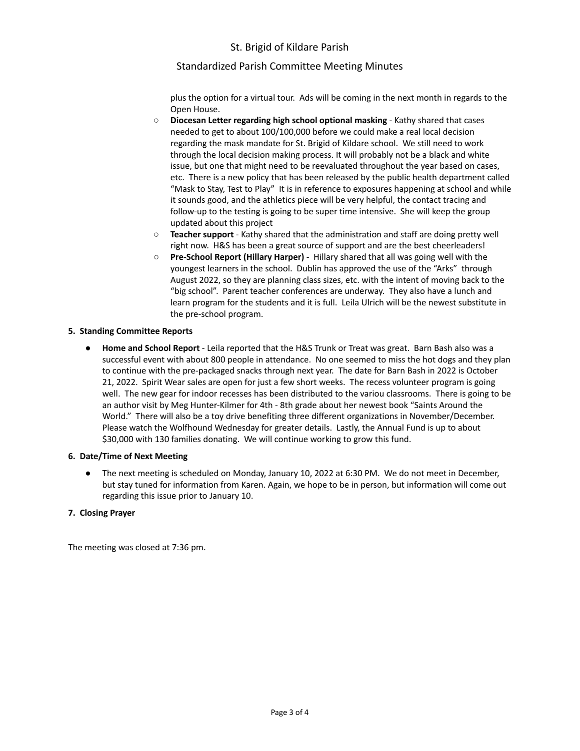plus the option for a virtual tour. Ads will be coming in the next month in regards to the Open House.

- **Diocesan Letter regarding high school optional masking** - Kathy shared that cases needed to get to about 100/100,000 before we could make a real local decision regarding the mask mandate for St. Brigid of Kildare school. We still need to work through the local decision making process. It will probably not be a black and white issue, but one that might need to be reevaluated throughout the year based on cases, etc. There is a new policy that has been released by the public health department called "Mask to Stay, Test to Play" It is in reference to exposures happening at school and while it sounds good, and the athletics piece will be very helpful, the contact tracing and follow-up to the testing is going to be super time intensive. She will keep the group updated about this project
- **Teacher support** - Kathy shared that the administration and staff are doing pretty well right now. H&S has been a great source of support and are the best cheerleaders!
- **Pre-School Report (Hillary Harper)** - Hillary shared that all was going well with the youngest learners in the school. Dublin has approved the use of the "Arks" through August 2022, so they are planning class sizes, etc. with the intent of moving back to the "big school". Parent teacher conferences are underway. They also have a lunch and learn program for the students and it is full. Leila Ulrich will be the newest substitute in the pre-school program.

**5. Standing Committee Reports**

- **Home and School Report** - Leila reported that the H&S Trunk or Treat was great. Barn Bash also was a successful event with about 800 people in attendance. No one seemed to miss the hot dogs and they plan to continue with the pre-packaged snacks through next year. The date for Barn Bash in 2022 is October 21, 2022. Spirit Wear sales are open for just a few short weeks. The recess volunteer program is going well. The new gear for indoor recesses has been distributed to the variou classrooms. There is going to be an author visit by Meg Hunter-Kilmer for 4th - 8th grade about her newest book "Saints Around the World." There will also be a toy drive benefiting three different organizations in November/December. Please watch the Wolfhound Wednesday for greater details. Lastly, the Annual Fund is up to about $30,000 with 130 families donating. We will continue working to grow this fund.

**6. Date/Time of Next Meeting**

- The next meeting is scheduled on Monday, January 10, 2022 at 6:30 PM. We do not meet in December, but stay tuned for information from Karen. Again, we hope to be in person, but information will come out regarding this issue prior to January 10.

**7. Closing Prayer**

The meeting was closed at 7:36 pm.